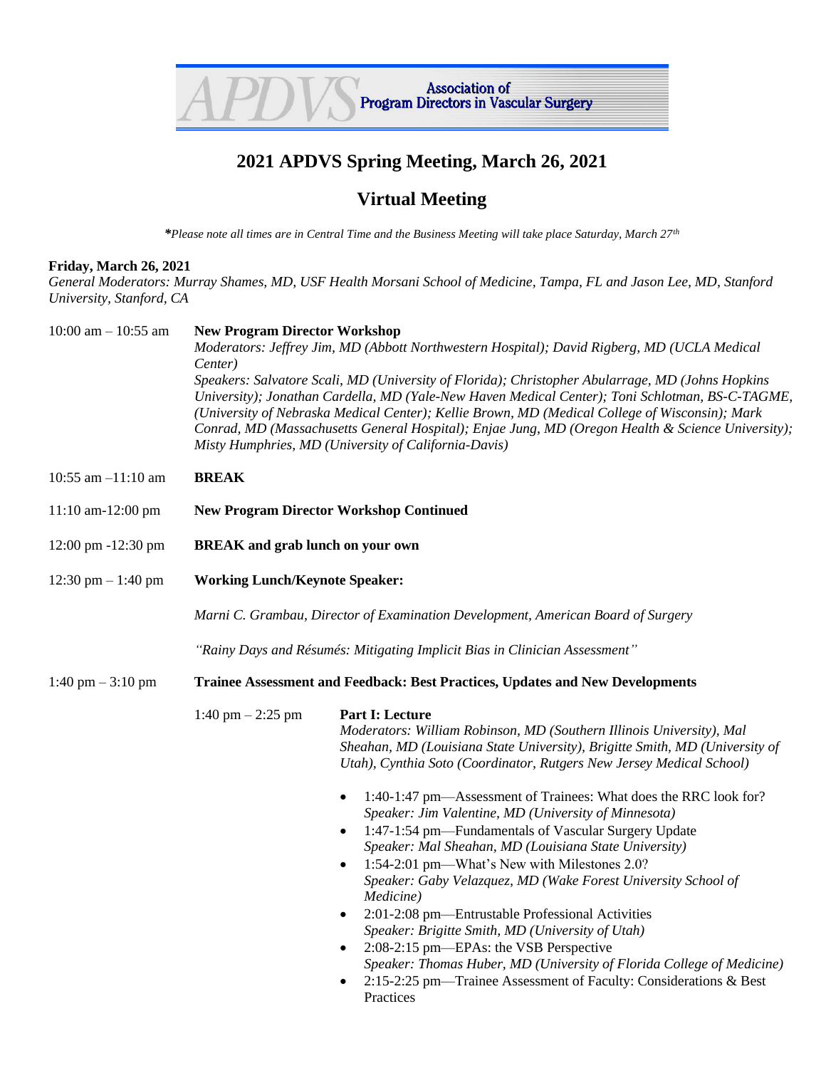Association of Program Directors in Vascular Surgery

# 2021 APDVS Spring Meeting, March 26, 2021

## Virtual Meeting

*\*Please note all times are in Central Time and the Business Meeting will take place Saturday, March 27th*

**Friday, March 26, 2021**

*General Moderators: Murray Shames, MD, USF Health Morsani School of Medicine, Tampa, FL and Jason Lee, MD, Stanford University, Stanford, CA*

**10:00 am – 10:55 am — New Program Director Workshop**

*Moderators: Jeffrey Jim, MD (Abbott Northwestern Hospital); David Rigberg, MD (UCLA Medical Center)*

*Speakers: Salvatore Scali, MD (University of Florida); Christopher Abularrage, MD (Johns Hopkins University); Jonathan Cardella, MD (Yale-New Haven Medical Center); Toni Schlotman, BS-C-TAGME, (University of Nebraska Medical Center); Kellie Brown, MD (Medical College of Wisconsin); Mark Conrad, MD (Massachusetts General Hospital); Enjae Jung, MD (Oregon Health & Science University); Misty Humphries, MD (University of California-Davis)*

**10:55 am –11:10 am — BREAK**

**11:10 am-12:00 pm — New Program Director Workshop Continued**

**12:00 pm -12:30 pm — BREAK and grab lunch on your own**

**12:30 pm – 1:40 pm — Working Lunch/Keynote Speaker:**

*Marni C. Grambau, Director of Examination Development, American Board of Surgery*

*"Rainy Days and Résumés: Mitigating Implicit Bias in Clinician Assessment"*

**1:40 pm – 3:10 pm — Trainee Assessment and Feedback: Best Practices, Updates and New Developments**

1:40 pm – 2:25 pm — **Part I: Lecture**

*Moderators: William Robinson, MD (Southern Illinois University), Mal Sheahan, MD (Louisiana State University), Brigitte Smith, MD (University of Utah), Cynthia Soto (Coordinator, Rutgers New Jersey Medical School)*

- 1:40-1:47 pm—Assessment of Trainees: What does the RRC look for?
  *Speaker: Jim Valentine, MD (University of Minnesota)*
- 1:47-1:54 pm—Fundamentals of Vascular Surgery Update
  *Speaker: Mal Sheahan, MD (Louisiana State University)*
- 1:54-2:01 pm—What's New with Milestones 2.0?
  *Speaker: Gaby Velazquez, MD (Wake Forest University School of Medicine)*
- 2:01-2:08 pm—Entrustable Professional Activities
  *Speaker: Brigitte Smith, MD (University of Utah)*
- 2:08-2:15 pm—EPAs: the VSB Perspective
  *Speaker: Thomas Huber, MD (University of Florida College of Medicine)*
- 2:15-2:25 pm—Trainee Assessment of Faculty: Considerations & Best Practices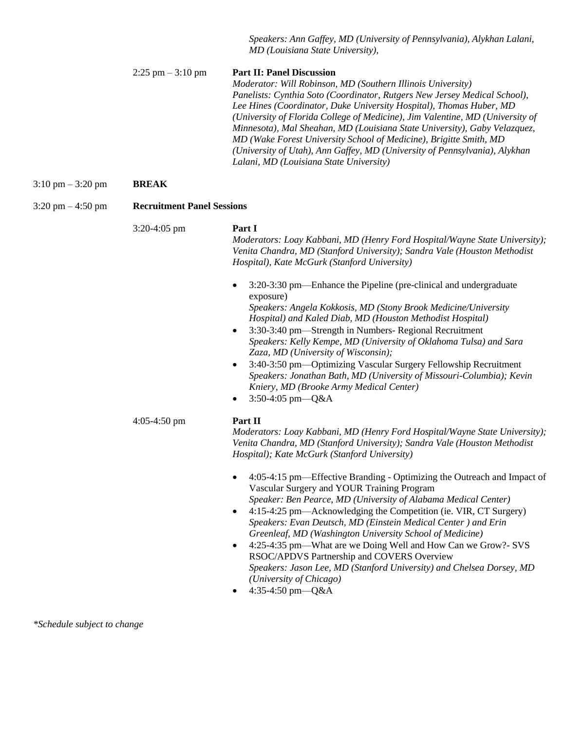*Speakers: Ann Gaffey, MD (University of Pennsylvania), Alykhan Lalani, MD (Louisiana State University),*

2:25 pm – 3:10 pm **Part II: Panel Discussion**
*Moderator: Will Robinson, MD (Southern Illinois University)*
*Panelists: Cynthia Soto (Coordinator, Rutgers New Jersey Medical School), Lee Hines (Coordinator, Duke University Hospital), Thomas Huber, MD (University of Florida College of Medicine), Jim Valentine, MD (University of Minnesota), Mal Sheahan, MD (Louisiana State University), Gaby Velazquez, MD (Wake Forest University School of Medicine), Brigitte Smith, MD (University of Utah), Ann Gaffey, MD (University of Pennsylvania), Alykhan Lalani, MD (Louisiana State University)*

3:10 pm – 3:20 pm **BREAK**

3:20 pm – 4:50 pm **Recruitment Panel Sessions**

3:20-4:05 pm **Part I**
*Moderators: Loay Kabbani, MD (Henry Ford Hospital/Wayne State University); Venita Chandra, MD (Stanford University); Sandra Vale (Houston Methodist Hospital), Kate McGurk (Stanford University)*

- 3:20-3:30 pm—Enhance the Pipeline (pre-clinical and undergraduate exposure)
  *Speakers: Angela Kokkosis, MD (Stony Brook Medicine/University Hospital) and Kaled Diab, MD (Houston Methodist Hospital)*
- 3:30-3:40 pm—Strength in Numbers- Regional Recruitment
  *Speakers: Kelly Kempe, MD (University of Oklahoma Tulsa) and Sara Zaza, MD (University of Wisconsin);*
- 3:40-3:50 pm—Optimizing Vascular Surgery Fellowship Recruitment
  *Speakers: Jonathan Bath, MD (University of Missouri-Columbia); Kevin Kniery, MD (Brooke Army Medical Center)*
- 3:50-4:05 pm—Q&A

4:05-4:50 pm **Part II**
*Moderators: Loay Kabbani, MD (Henry Ford Hospital/Wayne State University); Venita Chandra, MD (Stanford University); Sandra Vale (Houston Methodist Hospital); Kate McGurk (Stanford University)*

- 4:05-4:15 pm—Effective Branding - Optimizing the Outreach and Impact of Vascular Surgery and YOUR Training Program
  *Speaker: Ben Pearce, MD (University of Alabama Medical Center)*
- 4:15-4:25 pm—Acknowledging the Competition (ie. VIR, CT Surgery)
  *Speakers: Evan Deutsch, MD (Einstein Medical Center ) and Erin Greenleaf, MD (Washington University School of Medicine)*
- 4:25-4:35 pm—What are we Doing Well and How Can we Grow?- SVS RSOC/APDVS Partnership and COVERS Overview
  *Speakers: Jason Lee, MD (Stanford University) and Chelsea Dorsey, MD (University of Chicago)*
- 4:35-4:50 pm—Q&A

*\*Schedule subject to change*